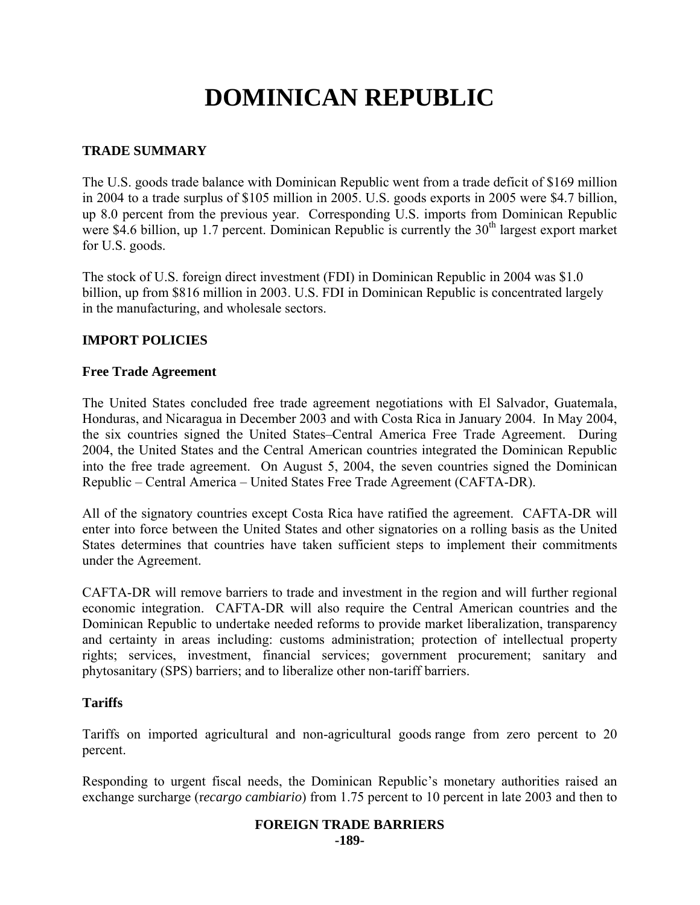# DOMINICAN REPUBLIC

## TRADE SUMMARY

The U.S. goods trade balance with Dominican Republic went from a trade deficit of $169 million in 2004 to a trade surplus of $105 million in 2005. U.S. goods exports in 2005 were $4.7 billion, up 8.0 percent from the previous year. Corresponding U.S. imports from Dominican Republic were $4.6 billion, up 1.7 percent. Dominican Republic is currently the 30th largest export market for U.S. goods.

The stock of U.S. foreign direct investment (FDI) in Dominican Republic in 2004 was $1.0 billion, up from $816 million in 2003. U.S. FDI in Dominican Republic is concentrated largely in the manufacturing, and wholesale sectors.

## IMPORT POLICIES

### Free Trade Agreement

The United States concluded free trade agreement negotiations with El Salvador, Guatemala, Honduras, and Nicaragua in December 2003 and with Costa Rica in January 2004. In May 2004, the six countries signed the United States–Central America Free Trade Agreement. During 2004, the United States and the Central American countries integrated the Dominican Republic into the free trade agreement. On August 5, 2004, the seven countries signed the Dominican Republic – Central America – United States Free Trade Agreement (CAFTA-DR).

All of the signatory countries except Costa Rica have ratified the agreement. CAFTA-DR will enter into force between the United States and other signatories on a rolling basis as the United States determines that countries have taken sufficient steps to implement their commitments under the Agreement.

CAFTA-DR will remove barriers to trade and investment in the region and will further regional economic integration. CAFTA-DR will also require the Central American countries and the Dominican Republic to undertake needed reforms to provide market liberalization, transparency and certainty in areas including: customs administration; protection of intellectual property rights; services, investment, financial services; government procurement; sanitary and phytosanitary (SPS) barriers; and to liberalize other non-tariff barriers.

### Tariffs

Tariffs on imported agricultural and non-agricultural goods range from zero percent to 20 percent.

Responding to urgent fiscal needs, the Dominican Republic's monetary authorities raised an exchange surcharge (r*ecargo cambiario*) from 1.75 percent to 10 percent in late 2003 and then to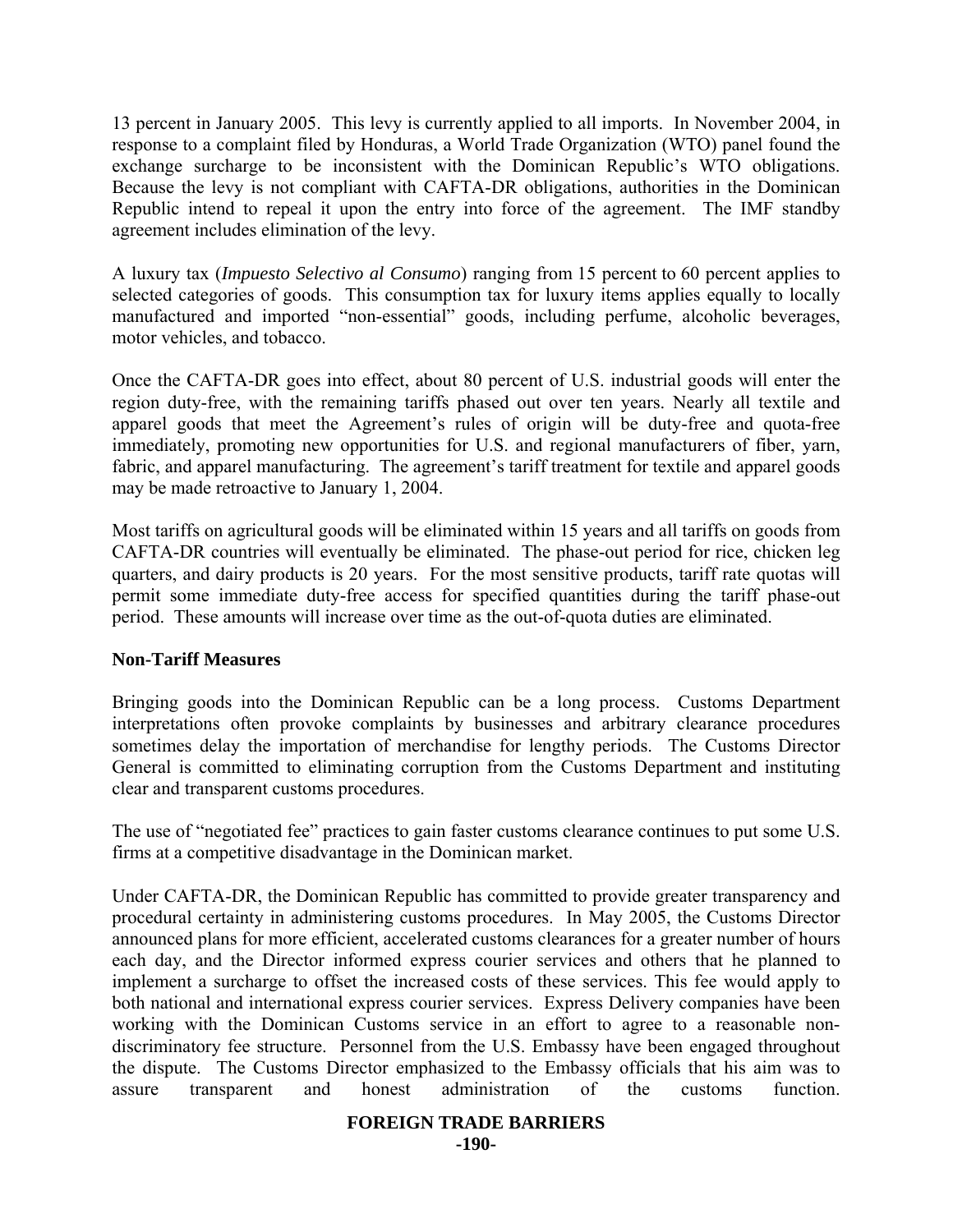13 percent in January 2005. This levy is currently applied to all imports. In November 2004, in response to a complaint filed by Honduras, a World Trade Organization (WTO) panel found the exchange surcharge to be inconsistent with the Dominican Republic's WTO obligations. Because the levy is not compliant with CAFTA-DR obligations, authorities in the Dominican Republic intend to repeal it upon the entry into force of the agreement. The IMF standby agreement includes elimination of the levy.

A luxury tax (*Impuesto Selectivo al Consumo*) ranging from 15 percent to 60 percent applies to selected categories of goods. This consumption tax for luxury items applies equally to locally manufactured and imported "non-essential" goods, including perfume, alcoholic beverages, motor vehicles, and tobacco.

Once the CAFTA-DR goes into effect, about 80 percent of U.S. industrial goods will enter the region duty-free, with the remaining tariffs phased out over ten years. Nearly all textile and apparel goods that meet the Agreement's rules of origin will be duty-free and quota-free immediately, promoting new opportunities for U.S. and regional manufacturers of fiber, yarn, fabric, and apparel manufacturing. The agreement's tariff treatment for textile and apparel goods may be made retroactive to January 1, 2004.

Most tariffs on agricultural goods will be eliminated within 15 years and all tariffs on goods from CAFTA-DR countries will eventually be eliminated. The phase-out period for rice, chicken leg quarters, and dairy products is 20 years. For the most sensitive products, tariff rate quotas will permit some immediate duty-free access for specified quantities during the tariff phase-out period. These amounts will increase over time as the out-of-quota duties are eliminated.

**Non-Tariff Measures**

Bringing goods into the Dominican Republic can be a long process. Customs Department interpretations often provoke complaints by businesses and arbitrary clearance procedures sometimes delay the importation of merchandise for lengthy periods. The Customs Director General is committed to eliminating corruption from the Customs Department and instituting clear and transparent customs procedures.

The use of "negotiated fee" practices to gain faster customs clearance continues to put some U.S. firms at a competitive disadvantage in the Dominican market.

Under CAFTA-DR, the Dominican Republic has committed to provide greater transparency and procedural certainty in administering customs procedures. In May 2005, the Customs Director announced plans for more efficient, accelerated customs clearances for a greater number of hours each day, and the Director informed express courier services and others that he planned to implement a surcharge to offset the increased costs of these services. This fee would apply to both national and international express courier services. Express Delivery companies have been working with the Dominican Customs service in an effort to agree to a reasonable non-discriminatory fee structure. Personnel from the U.S. Embassy have been engaged throughout the dispute. The Customs Director emphasized to the Embassy officials that his aim was to assure transparent and honest administration of the customs function.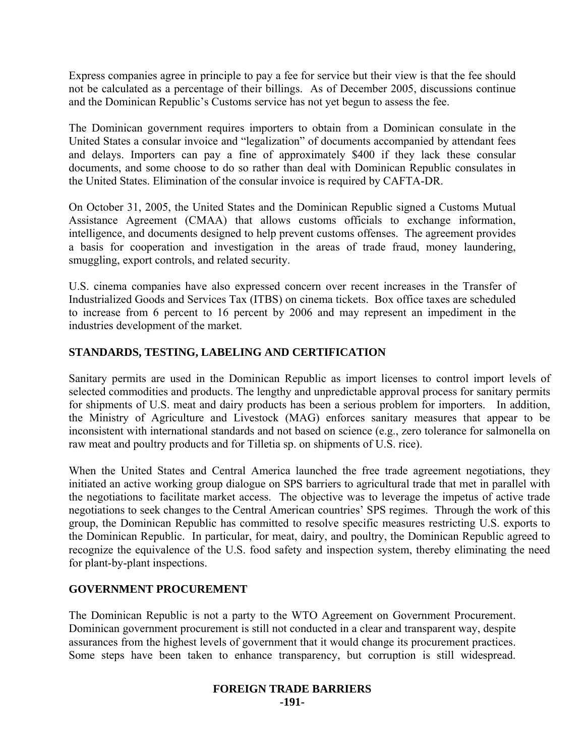Express companies agree in principle to pay a fee for service but their view is that the fee should not be calculated as a percentage of their billings. As of December 2005, discussions continue and the Dominican Republic's Customs service has not yet begun to assess the fee.

The Dominican government requires importers to obtain from a Dominican consulate in the United States a consular invoice and "legalization" of documents accompanied by attendant fees and delays. Importers can pay a fine of approximately $400 if they lack these consular documents, and some choose to do so rather than deal with Dominican Republic consulates in the United States. Elimination of the consular invoice is required by CAFTA-DR.

On October 31, 2005, the United States and the Dominican Republic signed a Customs Mutual Assistance Agreement (CMAA) that allows customs officials to exchange information, intelligence, and documents designed to help prevent customs offenses. The agreement provides a basis for cooperation and investigation in the areas of trade fraud, money laundering, smuggling, export controls, and related security.

U.S. cinema companies have also expressed concern over recent increases in the Transfer of Industrialized Goods and Services Tax (ITBS) on cinema tickets. Box office taxes are scheduled to increase from 6 percent to 16 percent by 2006 and may represent an impediment in the industries development of the market.

## STANDARDS, TESTING, LABELING AND CERTIFICATION

Sanitary permits are used in the Dominican Republic as import licenses to control import levels of selected commodities and products. The lengthy and unpredictable approval process for sanitary permits for shipments of U.S. meat and dairy products has been a serious problem for importers. In addition, the Ministry of Agriculture and Livestock (MAG) enforces sanitary measures that appear to be inconsistent with international standards and not based on science (e.g., zero tolerance for salmonella on raw meat and poultry products and for Tilletia sp. on shipments of U.S. rice).

When the United States and Central America launched the free trade agreement negotiations, they initiated an active working group dialogue on SPS barriers to agricultural trade that met in parallel with the negotiations to facilitate market access. The objective was to leverage the impetus of active trade negotiations to seek changes to the Central American countries' SPS regimes. Through the work of this group, the Dominican Republic has committed to resolve specific measures restricting U.S. exports to the Dominican Republic. In particular, for meat, dairy, and poultry, the Dominican Republic agreed to recognize the equivalence of the U.S. food safety and inspection system, thereby eliminating the need for plant-by-plant inspections.

## GOVERNMENT PROCUREMENT

The Dominican Republic is not a party to the WTO Agreement on Government Procurement. Dominican government procurement is still not conducted in a clear and transparent way, despite assurances from the highest levels of government that it would change its procurement practices. Some steps have been taken to enhance transparency, but corruption is still widespread.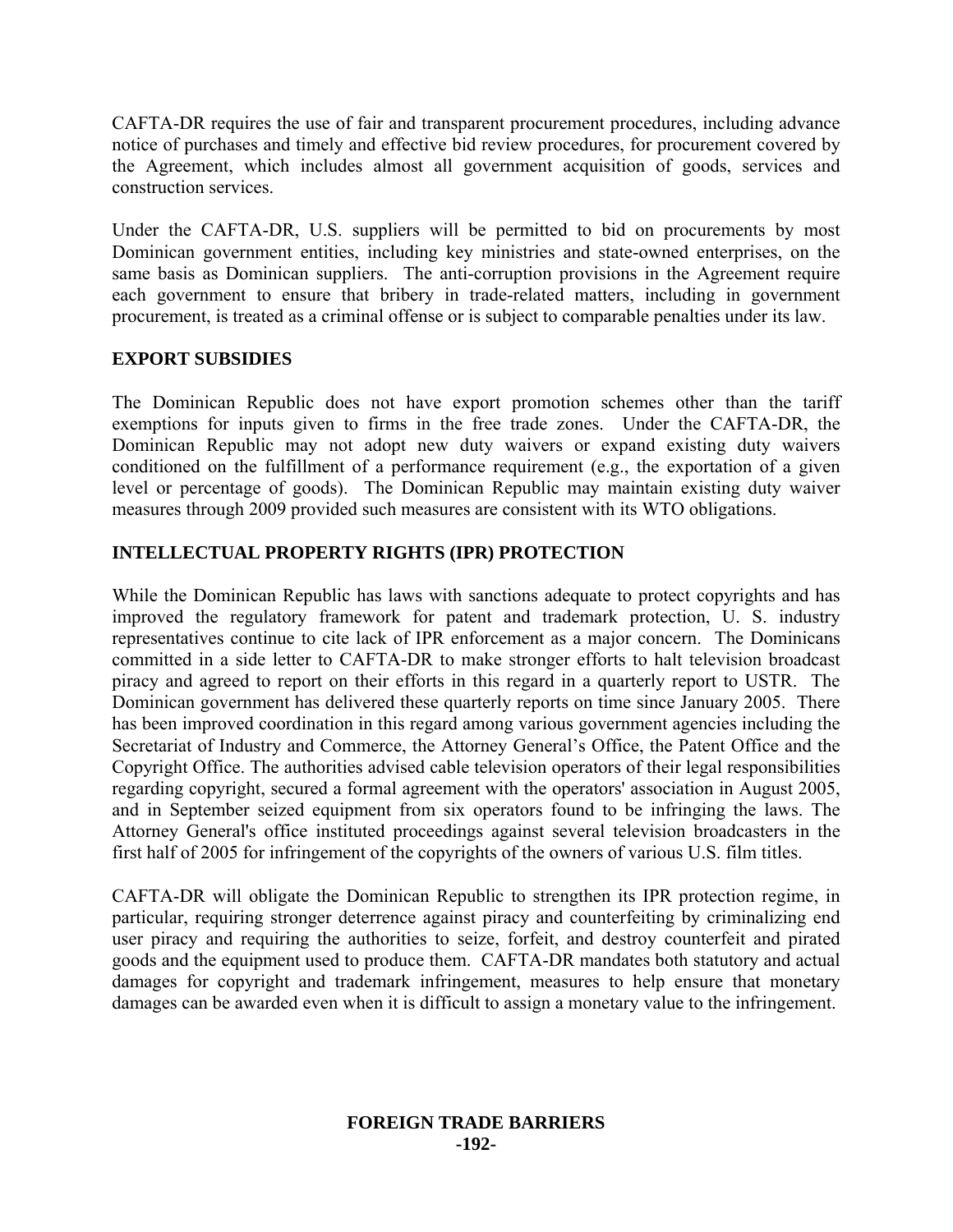CAFTA-DR requires the use of fair and transparent procurement procedures, including advance notice of purchases and timely and effective bid review procedures, for procurement covered by the Agreement, which includes almost all government acquisition of goods, services and construction services.

Under the CAFTA-DR, U.S. suppliers will be permitted to bid on procurements by most Dominican government entities, including key ministries and state-owned enterprises, on the same basis as Dominican suppliers. The anti-corruption provisions in the Agreement require each government to ensure that bribery in trade-related matters, including in government procurement, is treated as a criminal offense or is subject to comparable penalties under its law.

## EXPORT SUBSIDIES

The Dominican Republic does not have export promotion schemes other than the tariff exemptions for inputs given to firms in the free trade zones. Under the CAFTA-DR, the Dominican Republic may not adopt new duty waivers or expand existing duty waivers conditioned on the fulfillment of a performance requirement (e.g., the exportation of a given level or percentage of goods). The Dominican Republic may maintain existing duty waiver measures through 2009 provided such measures are consistent with its WTO obligations.

## INTELLECTUAL PROPERTY RIGHTS (IPR) PROTECTION

While the Dominican Republic has laws with sanctions adequate to protect copyrights and has improved the regulatory framework for patent and trademark protection, U. S. industry representatives continue to cite lack of IPR enforcement as a major concern. The Dominicans committed in a side letter to CAFTA-DR to make stronger efforts to halt television broadcast piracy and agreed to report on their efforts in this regard in a quarterly report to USTR. The Dominican government has delivered these quarterly reports on time since January 2005. There has been improved coordination in this regard among various government agencies including the Secretariat of Industry and Commerce, the Attorney General's Office, the Patent Office and the Copyright Office. The authorities advised cable television operators of their legal responsibilities regarding copyright, secured a formal agreement with the operators' association in August 2005, and in September seized equipment from six operators found to be infringing the laws. The Attorney General's office instituted proceedings against several television broadcasters in the first half of 2005 for infringement of the copyrights of the owners of various U.S. film titles.

CAFTA-DR will obligate the Dominican Republic to strengthen its IPR protection regime, in particular, requiring stronger deterrence against piracy and counterfeiting by criminalizing end user piracy and requiring the authorities to seize, forfeit, and destroy counterfeit and pirated goods and the equipment used to produce them. CAFTA-DR mandates both statutory and actual damages for copyright and trademark infringement, measures to help ensure that monetary damages can be awarded even when it is difficult to assign a monetary value to the infringement.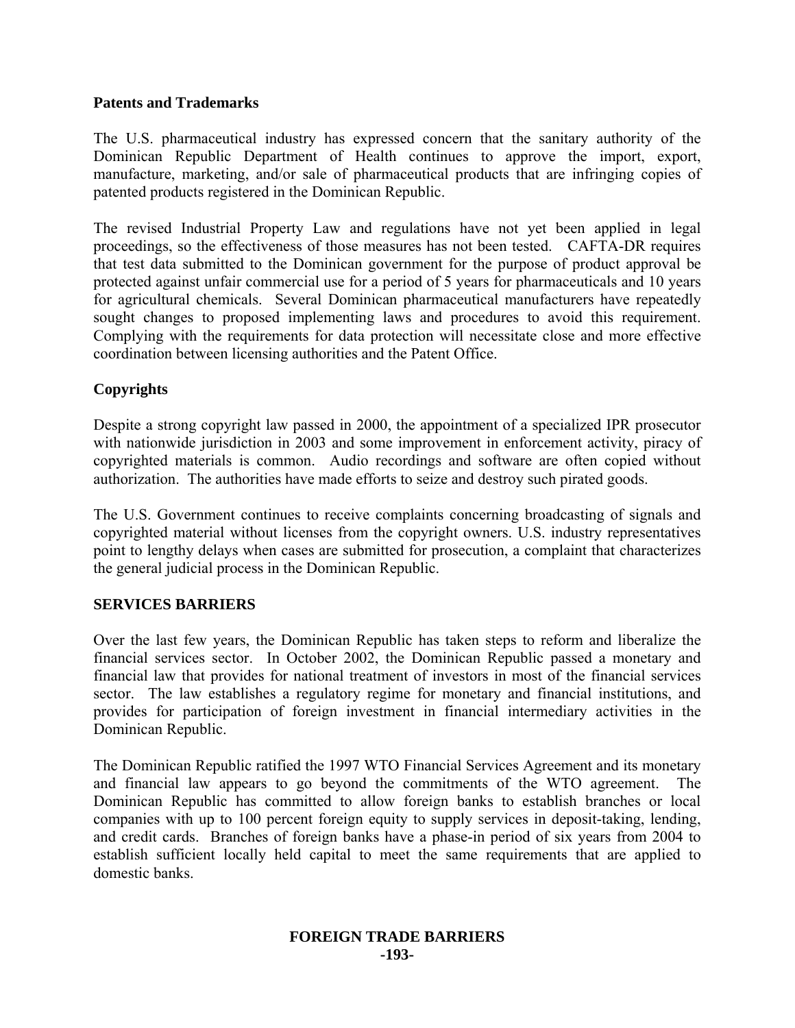### Patents and Trademarks

The U.S. pharmaceutical industry has expressed concern that the sanitary authority of the Dominican Republic Department of Health continues to approve the import, export, manufacture, marketing, and/or sale of pharmaceutical products that are infringing copies of patented products registered in the Dominican Republic.

The revised Industrial Property Law and regulations have not yet been applied in legal proceedings, so the effectiveness of those measures has not been tested. CAFTA-DR requires that test data submitted to the Dominican government for the purpose of product approval be protected against unfair commercial use for a period of 5 years for pharmaceuticals and 10 years for agricultural chemicals. Several Dominican pharmaceutical manufacturers have repeatedly sought changes to proposed implementing laws and procedures to avoid this requirement. Complying with the requirements for data protection will necessitate close and more effective coordination between licensing authorities and the Patent Office.

### Copyrights

Despite a strong copyright law passed in 2000, the appointment of a specialized IPR prosecutor with nationwide jurisdiction in 2003 and some improvement in enforcement activity, piracy of copyrighted materials is common. Audio recordings and software are often copied without authorization. The authorities have made efforts to seize and destroy such pirated goods.

The U.S. Government continues to receive complaints concerning broadcasting of signals and copyrighted material without licenses from the copyright owners. U.S. industry representatives point to lengthy delays when cases are submitted for prosecution, a complaint that characterizes the general judicial process in the Dominican Republic.

## SERVICES BARRIERS

Over the last few years, the Dominican Republic has taken steps to reform and liberalize the financial services sector. In October 2002, the Dominican Republic passed a monetary and financial law that provides for national treatment of investors in most of the financial services sector. The law establishes a regulatory regime for monetary and financial institutions, and provides for participation of foreign investment in financial intermediary activities in the Dominican Republic.

The Dominican Republic ratified the 1997 WTO Financial Services Agreement and its monetary and financial law appears to go beyond the commitments of the WTO agreement. The Dominican Republic has committed to allow foreign banks to establish branches or local companies with up to 100 percent foreign equity to supply services in deposit-taking, lending, and credit cards. Branches of foreign banks have a phase-in period of six years from 2004 to establish sufficient locally held capital to meet the same requirements that are applied to domestic banks.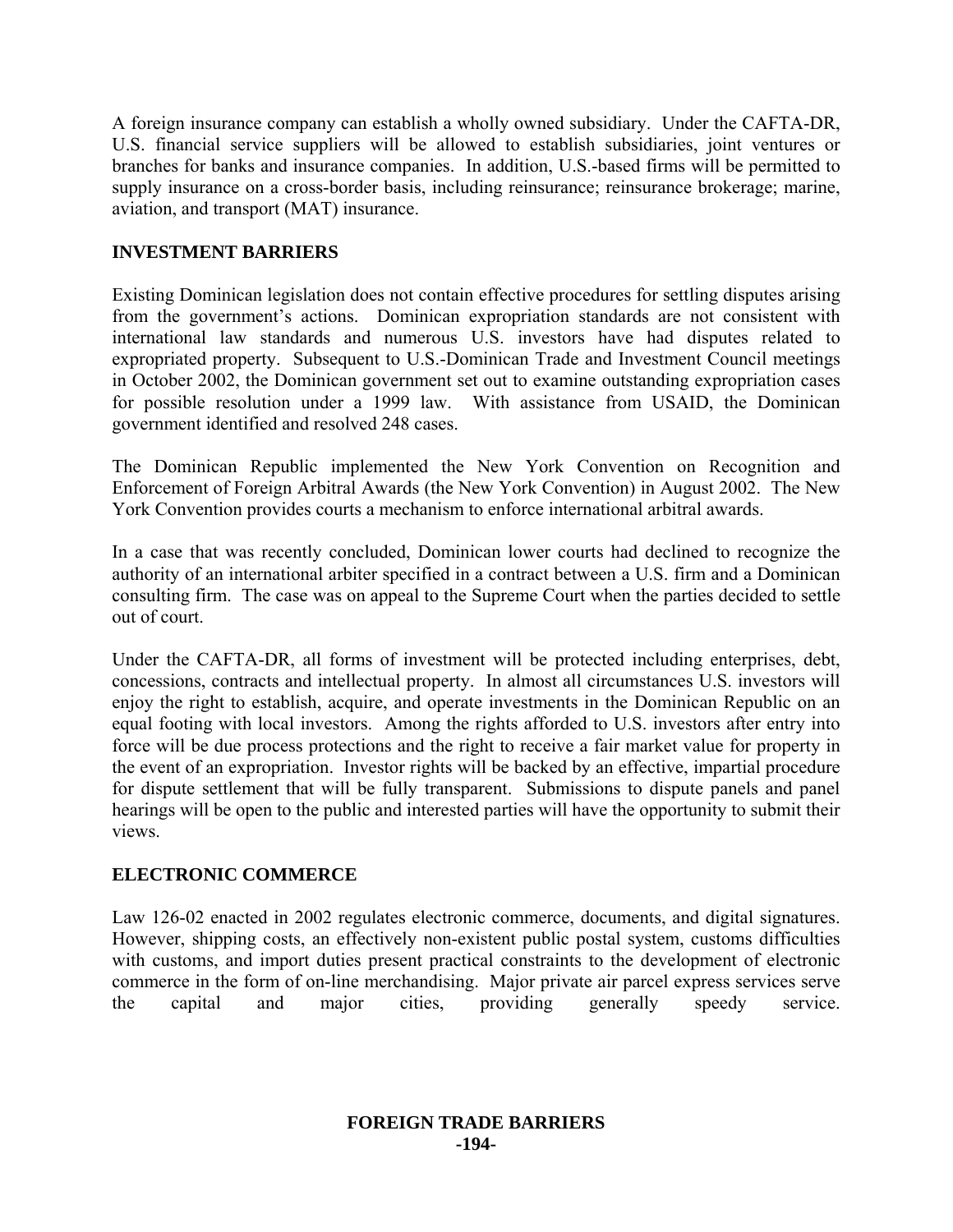A foreign insurance company can establish a wholly owned subsidiary. Under the CAFTA-DR, U.S. financial service suppliers will be allowed to establish subsidiaries, joint ventures or branches for banks and insurance companies. In addition, U.S.-based firms will be permitted to supply insurance on a cross-border basis, including reinsurance; reinsurance brokerage; marine, aviation, and transport (MAT) insurance.

## INVESTMENT BARRIERS

Existing Dominican legislation does not contain effective procedures for settling disputes arising from the government's actions. Dominican expropriation standards are not consistent with international law standards and numerous U.S. investors have had disputes related to expropriated property. Subsequent to U.S.-Dominican Trade and Investment Council meetings in October 2002, the Dominican government set out to examine outstanding expropriation cases for possible resolution under a 1999 law. With assistance from USAID, the Dominican government identified and resolved 248 cases.

The Dominican Republic implemented the New York Convention on Recognition and Enforcement of Foreign Arbitral Awards (the New York Convention) in August 2002. The New York Convention provides courts a mechanism to enforce international arbitral awards.

In a case that was recently concluded, Dominican lower courts had declined to recognize the authority of an international arbiter specified in a contract between a U.S. firm and a Dominican consulting firm. The case was on appeal to the Supreme Court when the parties decided to settle out of court.

Under the CAFTA-DR, all forms of investment will be protected including enterprises, debt, concessions, contracts and intellectual property. In almost all circumstances U.S. investors will enjoy the right to establish, acquire, and operate investments in the Dominican Republic on an equal footing with local investors. Among the rights afforded to U.S. investors after entry into force will be due process protections and the right to receive a fair market value for property in the event of an expropriation. Investor rights will be backed by an effective, impartial procedure for dispute settlement that will be fully transparent. Submissions to dispute panels and panel hearings will be open to the public and interested parties will have the opportunity to submit their views.

## ELECTRONIC COMMERCE

Law 126-02 enacted in 2002 regulates electronic commerce, documents, and digital signatures. However, shipping costs, an effectively non-existent public postal system, customs difficulties with customs, and import duties present practical constraints to the development of electronic commerce in the form of on-line merchandising. Major private air parcel express services serve the capital and major cities, providing generally speedy service.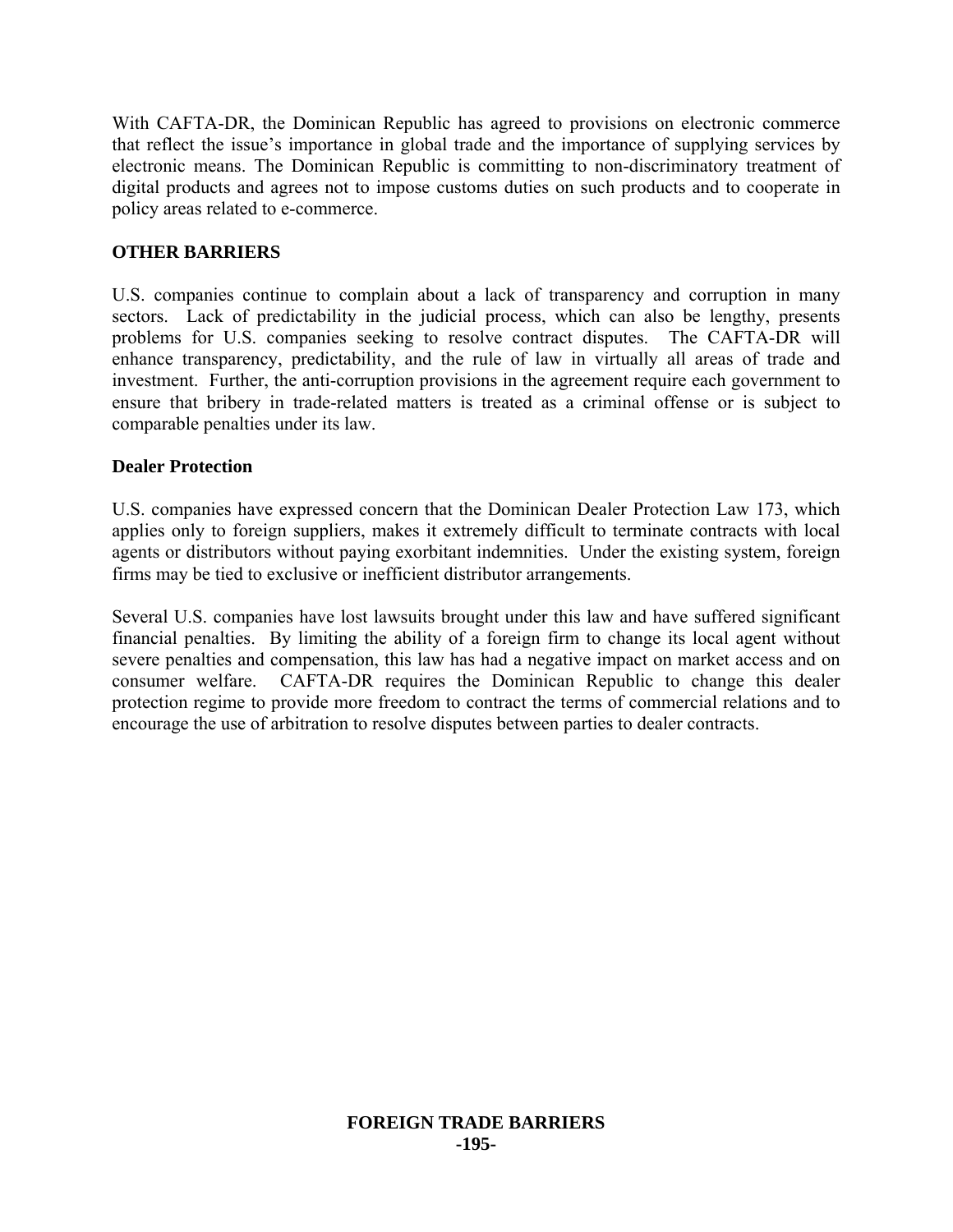With CAFTA-DR, the Dominican Republic has agreed to provisions on electronic commerce that reflect the issue's importance in global trade and the importance of supplying services by electronic means. The Dominican Republic is committing to non-discriminatory treatment of digital products and agrees not to impose customs duties on such products and to cooperate in policy areas related to e-commerce.

## OTHER BARRIERS

U.S. companies continue to complain about a lack of transparency and corruption in many sectors. Lack of predictability in the judicial process, which can also be lengthy, presents problems for U.S. companies seeking to resolve contract disputes. The CAFTA-DR will enhance transparency, predictability, and the rule of law in virtually all areas of trade and investment. Further, the anti-corruption provisions in the agreement require each government to ensure that bribery in trade-related matters is treated as a criminal offense or is subject to comparable penalties under its law.

### Dealer Protection

U.S. companies have expressed concern that the Dominican Dealer Protection Law 173, which applies only to foreign suppliers, makes it extremely difficult to terminate contracts with local agents or distributors without paying exorbitant indemnities. Under the existing system, foreign firms may be tied to exclusive or inefficient distributor arrangements.

Several U.S. companies have lost lawsuits brought under this law and have suffered significant financial penalties. By limiting the ability of a foreign firm to change its local agent without severe penalties and compensation, this law has had a negative impact on market access and on consumer welfare. CAFTA-DR requires the Dominican Republic to change this dealer protection regime to provide more freedom to contract the terms of commercial relations and to encourage the use of arbitration to resolve disputes between parties to dealer contracts.